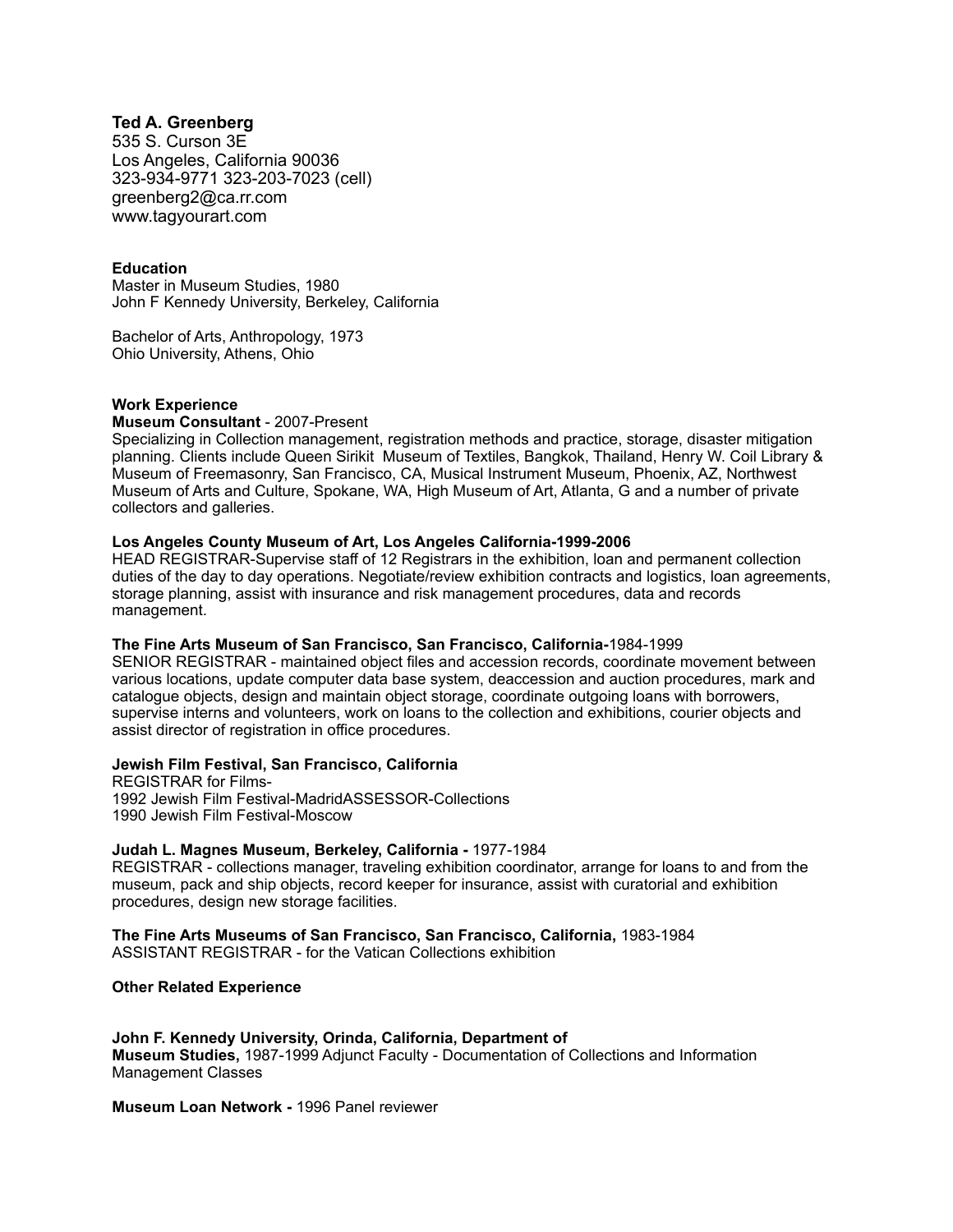**Ted A. Greenberg**
535 S. Curson 3E
Los Angeles, California 90036
323-934-9771 323-203-7023 (cell)
greenberg2@ca.rr.com
www.tagyourart.com

**Education**
Master in Museum Studies, 1980
John F Kennedy University, Berkeley, California

Bachelor of Arts, Anthropology, 1973
Ohio University, Athens, Ohio

**Work Experience**
**Museum Consultant** - 2007-Present
Specializing in Collection management, registration methods and practice, storage, disaster mitigation planning. Clients include Queen Sirikit Museum of Textiles, Bangkok, Thailand, Henry W. Coil Library & Museum of Freemasonry, San Francisco, CA, Musical Instrument Museum, Phoenix, AZ, Northwest Museum of Arts and Culture, Spokane, WA, High Museum of Art, Atlanta, G and a number of private collectors and galleries.

**Los Angeles County Museum of Art, Los Angeles California-1999-2006**
HEAD REGISTRAR-Supervise staff of 12 Registrars in the exhibition, loan and permanent collection duties of the day to day operations. Negotiate/review exhibition contracts and logistics, loan agreements, storage planning, assist with insurance and risk management procedures, data and records management.

**The Fine Arts Museum of San Francisco, San Francisco, California-**1984-1999
SENIOR REGISTRAR - maintained object files and accession records, coordinate movement between various locations, update computer data base system, deaccession and auction procedures, mark and catalogue objects, design and maintain object storage, coordinate outgoing loans with borrowers, supervise interns and volunteers, work on loans to the collection and exhibitions, courier objects and assist director of registration in office procedures.

**Jewish Film Festival, San Francisco, California**
REGISTRAR for Films-
1992 Jewish Film Festival-MadridASSESSOR-Collections
1990 Jewish Film Festival-Moscow

**Judah L. Magnes Museum, Berkeley, California -** 1977-1984
REGISTRAR - collections manager, traveling exhibition coordinator, arrange for loans to and from the museum, pack and ship objects, record keeper for insurance, assist with curatorial and exhibition procedures, design new storage facilities.

**The Fine Arts Museums of San Francisco, San Francisco, California,** 1983-1984
ASSISTANT REGISTRAR - for the Vatican Collections exhibition

**Other Related Experience**

**John F. Kennedy University, Orinda, California, Department of Museum Studies,** 1987-1999 Adjunct Faculty - Documentation of Collections and Information Management Classes

**Museum Loan Network -** 1996 Panel reviewer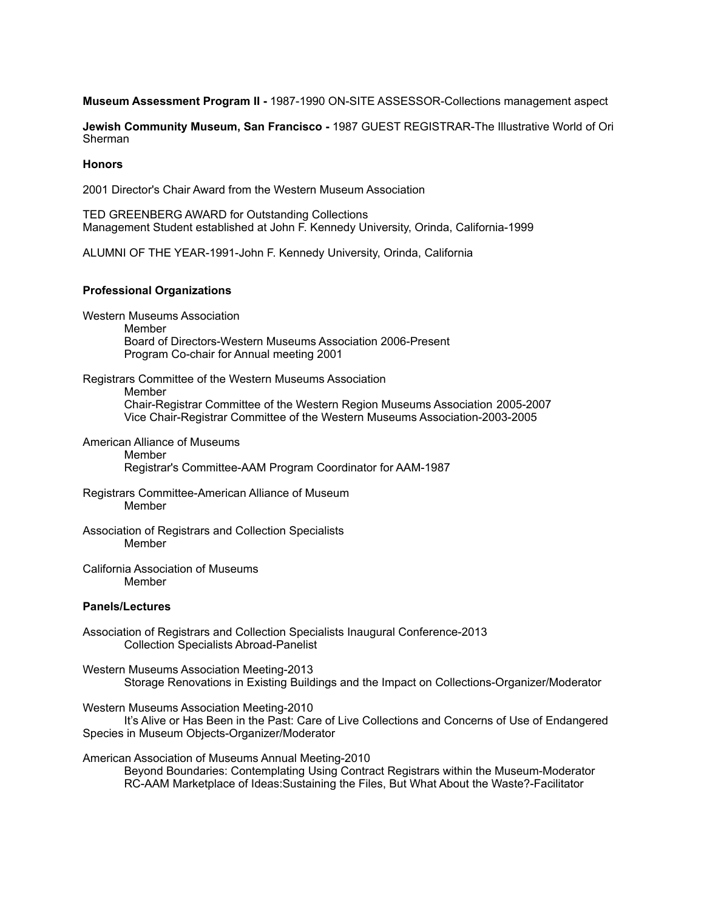**Museum Assessment Program II -** 1987-1990 ON-SITE ASSESSOR-Collections management aspect

**Jewish Community Museum, San Francisco -** 1987 GUEST REGISTRAR-The Illustrative World of Ori Sherman

### Honors

2001 Director's Chair Award from the Western Museum Association

TED GREENBERG AWARD for Outstanding Collections Management Student established at John F. Kennedy University, Orinda, California-1999

ALUMNI OF THE YEAR-1991-John F. Kennedy University, Orinda, California

### Professional Organizations

Western Museums Association
- Member
- Board of Directors-Western Museums Association 2006-Present
- Program Co-chair for Annual meeting 2001

Registrars Committee of the Western Museums Association
- Member
- Chair-Registrar Committee of the Western Region Museums Association 2005-2007
- Vice Chair-Registrar Committee of the Western Museums Association-2003-2005

American Alliance of Museums
- Member
- Registrar's Committee-AAM Program Coordinator for AAM-1987

Registrars Committee-American Alliance of Museum
- Member

Association of Registrars and Collection Specialists
- Member

California Association of Museums
- Member

### Panels/Lectures

Association of Registrars and Collection Specialists Inaugural Conference-2013
- Collection Specialists Abroad-Panelist

Western Museums Association Meeting-2013
- Storage Renovations in Existing Buildings and the Impact on Collections-Organizer/Moderator

Western Museums Association Meeting-2010
- It's Alive or Has Been in the Past: Care of Live Collections and Concerns of Use of Endangered Species in Museum Objects-Organizer/Moderator

American Association of Museums Annual Meeting-2010
- Beyond Boundaries: Contemplating Using Contract Registrars within the Museum-Moderator
- RC-AAM Marketplace of Ideas:Sustaining the Files, But What About the Waste?-Facilitator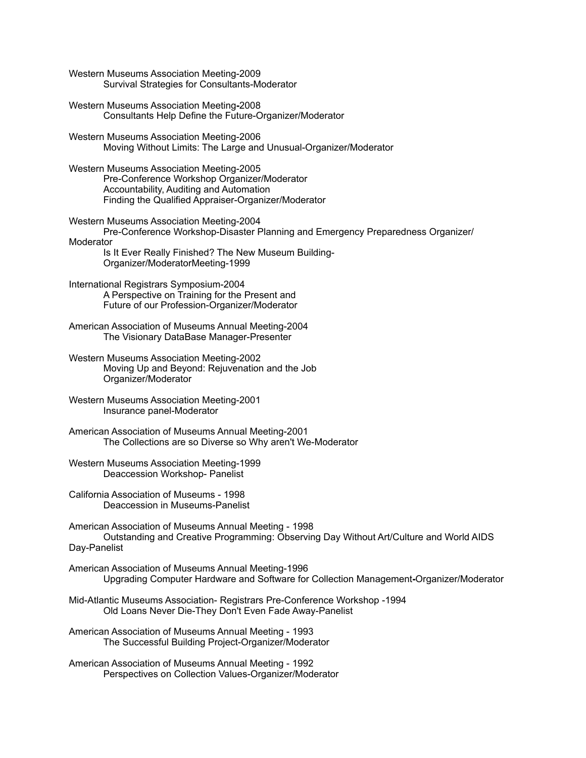Western Museums Association Meeting-2009
  Survival Strategies for Consultants-Moderator

Western Museums Association Meeting-2008
  Consultants Help Define the Future-Organizer/Moderator

Western Museums Association Meeting-2006
  Moving Without Limits: The Large and Unusual-Organizer/Moderator

Western Museums Association Meeting-2005
  Pre-Conference Workshop Organizer/Moderator
  Accountability, Auditing and Automation
  Finding the Qualified Appraiser-Organizer/Moderator

Western Museums Association Meeting-2004
  Pre-Conference Workshop-Disaster Planning and Emergency Preparedness Organizer/Moderator
  Is It Ever Really Finished? The New Museum Building-Organizer/ModeratorMeeting-1999

International Registrars Symposium-2004
  A Perspective on Training for the Present and Future of our Profession-Organizer/Moderator

American Association of Museums Annual Meeting-2004
  The Visionary DataBase Manager-Presenter

Western Museums Association Meeting-2002
  Moving Up and Beyond: Rejuvenation and the Job
  Organizer/Moderator

Western Museums Association Meeting-2001
  Insurance panel-Moderator

American Association of Museums Annual Meeting-2001
  The Collections are so Diverse so Why aren't We-Moderator

Western Museums Association Meeting-1999
  Deaccession Workshop- Panelist

California Association of Museums - 1998
  Deaccession in Museums-Panelist

American Association of Museums Annual Meeting - 1998
  Outstanding and Creative Programming: Observing Day Without Art/Culture and World AIDS Day-Panelist

American Association of Museums Annual Meeting-1996
  Upgrading Computer Hardware and Software for Collection Management-Organizer/Moderator

Mid-Atlantic Museums Association- Registrars Pre-Conference Workshop -1994
  Old Loans Never Die-They Don't Even Fade Away-Panelist

American Association of Museums Annual Meeting - 1993
  The Successful Building Project-Organizer/Moderator

American Association of Museums Annual Meeting - 1992
  Perspectives on Collection Values-Organizer/Moderator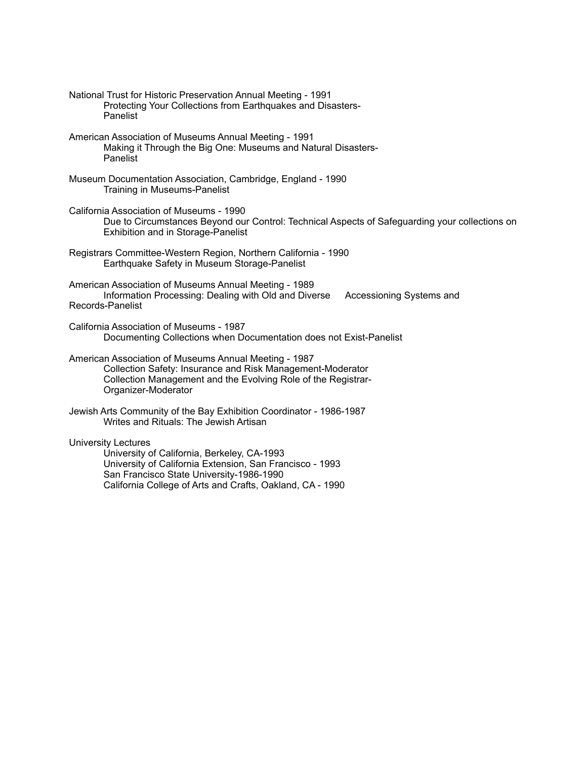National Trust for Historic Preservation Annual Meeting - 1991
    Protecting Your Collections from Earthquakes and Disasters-
    Panelist

American Association of Museums Annual Meeting - 1991
    Making it Through the Big One: Museums and Natural Disasters-
    Panelist

Museum Documentation Association, Cambridge, England - 1990
    Training in Museums-Panelist

California Association of Museums - 1990
    Due to Circumstances Beyond our Control: Technical Aspects of Safeguarding your collections on
    Exhibition and in Storage-Panelist

Registrars Committee-Western Region, Northern California - 1990
    Earthquake Safety in Museum Storage-Panelist

American Association of Museums Annual Meeting - 1989
    Information Processing: Dealing with Old and Diverse Accessioning Systems and
Records-Panelist

California Association of Museums - 1987
    Documenting Collections when Documentation does not Exist-Panelist

American Association of Museums Annual Meeting - 1987
    Collection Safety: Insurance and Risk Management-Moderator
    Collection Management and the Evolving Role of the Registrar-
    Organizer-Moderator

Jewish Arts Community of the Bay Exhibition Coordinator - 1986-1987
    Writes and Rituals: The Jewish Artisan

University Lectures
    University of California, Berkeley, CA-1993
    University of California Extension, San Francisco - 1993
    San Francisco State University-1986-1990
    California College of Arts and Crafts, Oakland, CA - 1990